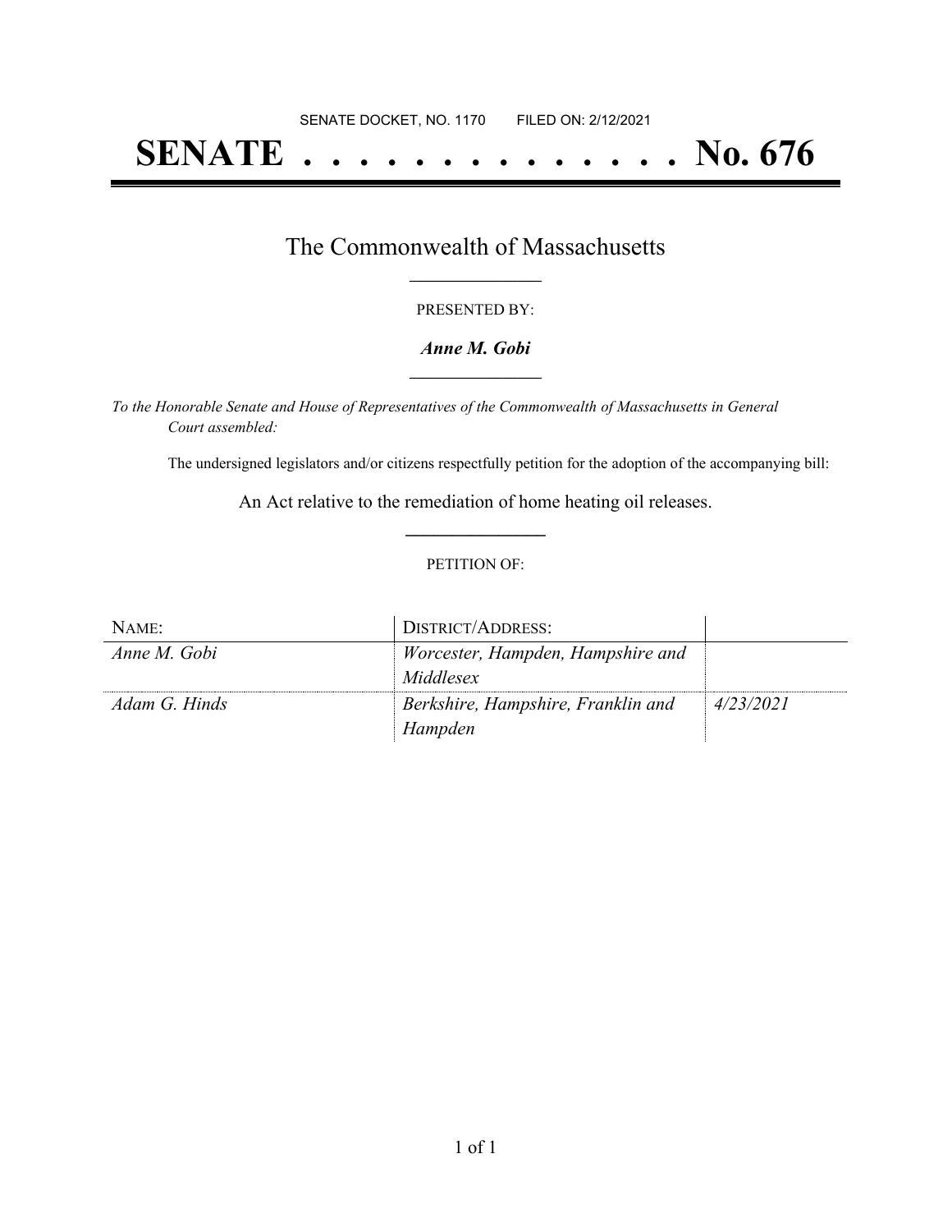SENATE DOCKET, NO. 1170        FILED ON: 2/12/2021

# SENATE . . . . . . . . . . . . . . No. 676

## The Commonwealth of Massachusetts

PRESENTED BY:

***Anne M. Gobi***

*To the Honorable Senate and House of Representatives of the Commonwealth of Massachusetts in General Court assembled:*

The undersigned legislators and/or citizens respectfully petition for the adoption of the accompanying bill:

An Act relative to the remediation of home heating oil releases.

PETITION OF:

| NAME: | DISTRICT/ADDRESS: | |
|---|---|---|
| *Anne M. Gobi* | *Worcester, Hampden, Hampshire and Middlesex* | |
| *Adam G. Hinds* | *Berkshire, Hampshire, Franklin and Hampden* | *4/23/2021* |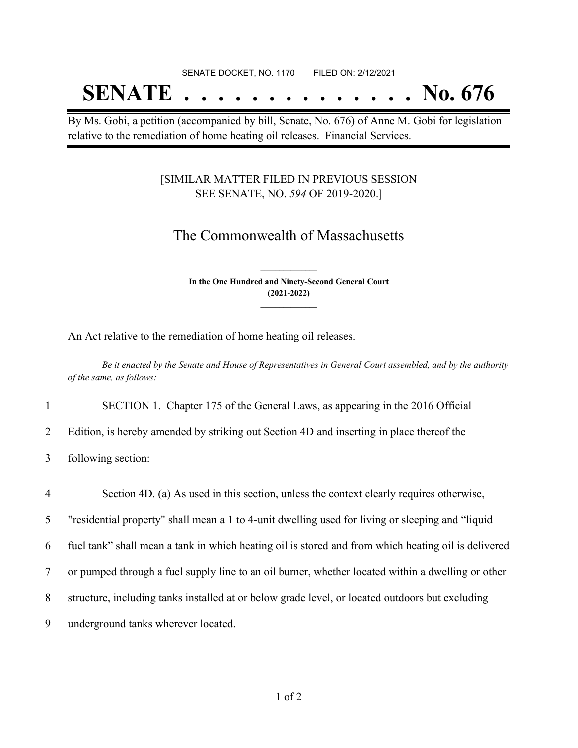SENATE DOCKET, NO. 1170        FILED ON: 2/12/2021

# SENATE . . . . . . . . . . . . . . No. 676

By Ms. Gobi, a petition (accompanied by bill, Senate, No. 676) of Anne M. Gobi for legislation relative to the remediation of home heating oil releases. Financial Services.

[SIMILAR MATTER FILED IN PREVIOUS SESSION SEE SENATE, NO. *594* OF 2019-2020.]

## The Commonwealth of Massachusetts

**In the One Hundred and Ninety-Second General Court (2021-2022)**

An Act relative to the remediation of home heating oil releases.

*Be it enacted by the Senate and House of Representatives in General Court assembled, and by the authority of the same, as follows:*

1 SECTION 1. Chapter 175 of the General Laws, as appearing in the 2016 Official
2 Edition, is hereby amended by striking out Section 4D and inserting in place thereof the
3 following section:–

4 Section 4D. (a) As used in this section, unless the context clearly requires otherwise,
5 "residential property" shall mean a 1 to 4-unit dwelling used for living or sleeping and "liquid
6 fuel tank" shall mean a tank in which heating oil is stored and from which heating oil is delivered
7 or pumped through a fuel supply line to an oil burner, whether located within a dwelling or other
8 structure, including tanks installed at or below grade level, or located outdoors but excluding
9 underground tanks wherever located.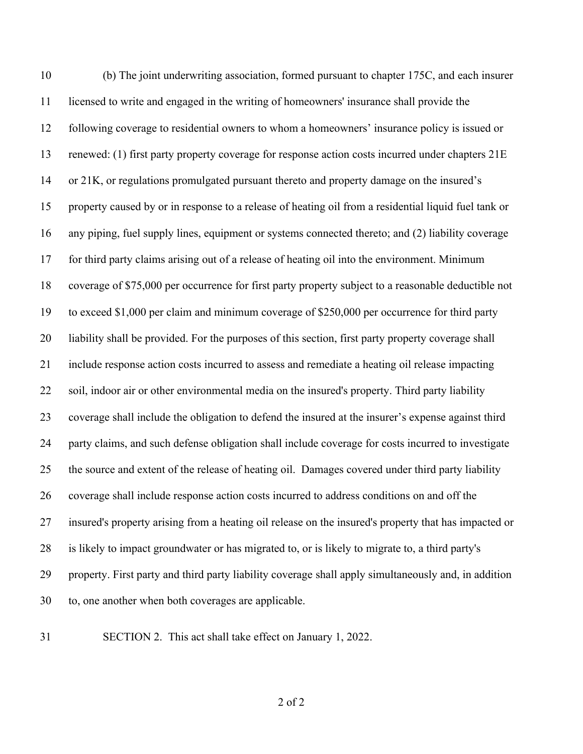(b) The joint underwriting association, formed pursuant to chapter 175C, and each insurer licensed to write and engaged in the writing of homeowners' insurance shall provide the following coverage to residential owners to whom a homeowners' insurance policy is issued or renewed: (1) first party property coverage for response action costs incurred under chapters 21E or 21K, or regulations promulgated pursuant thereto and property damage on the insured's property caused by or in response to a release of heating oil from a residential liquid fuel tank or any piping, fuel supply lines, equipment or systems connected thereto; and (2) liability coverage for third party claims arising out of a release of heating oil into the environment. Minimum coverage of $75,000 per occurrence for first party property subject to a reasonable deductible not to exceed $1,000 per claim and minimum coverage of $250,000 per occurrence for third party liability shall be provided. For the purposes of this section, first party property coverage shall include response action costs incurred to assess and remediate a heating oil release impacting soil, indoor air or other environmental media on the insured's property. Third party liability coverage shall include the obligation to defend the insured at the insurer's expense against third party claims, and such defense obligation shall include coverage for costs incurred to investigate the source and extent of the release of heating oil. Damages covered under third party liability coverage shall include response action costs incurred to address conditions on and off the insured's property arising from a heating oil release on the insured's property that has impacted or is likely to impact groundwater or has migrated to, or is likely to migrate to, a third party's property. First party and third party liability coverage shall apply simultaneously and, in addition to, one another when both coverages are applicable.

SECTION 2. This act shall take effect on January 1, 2022.